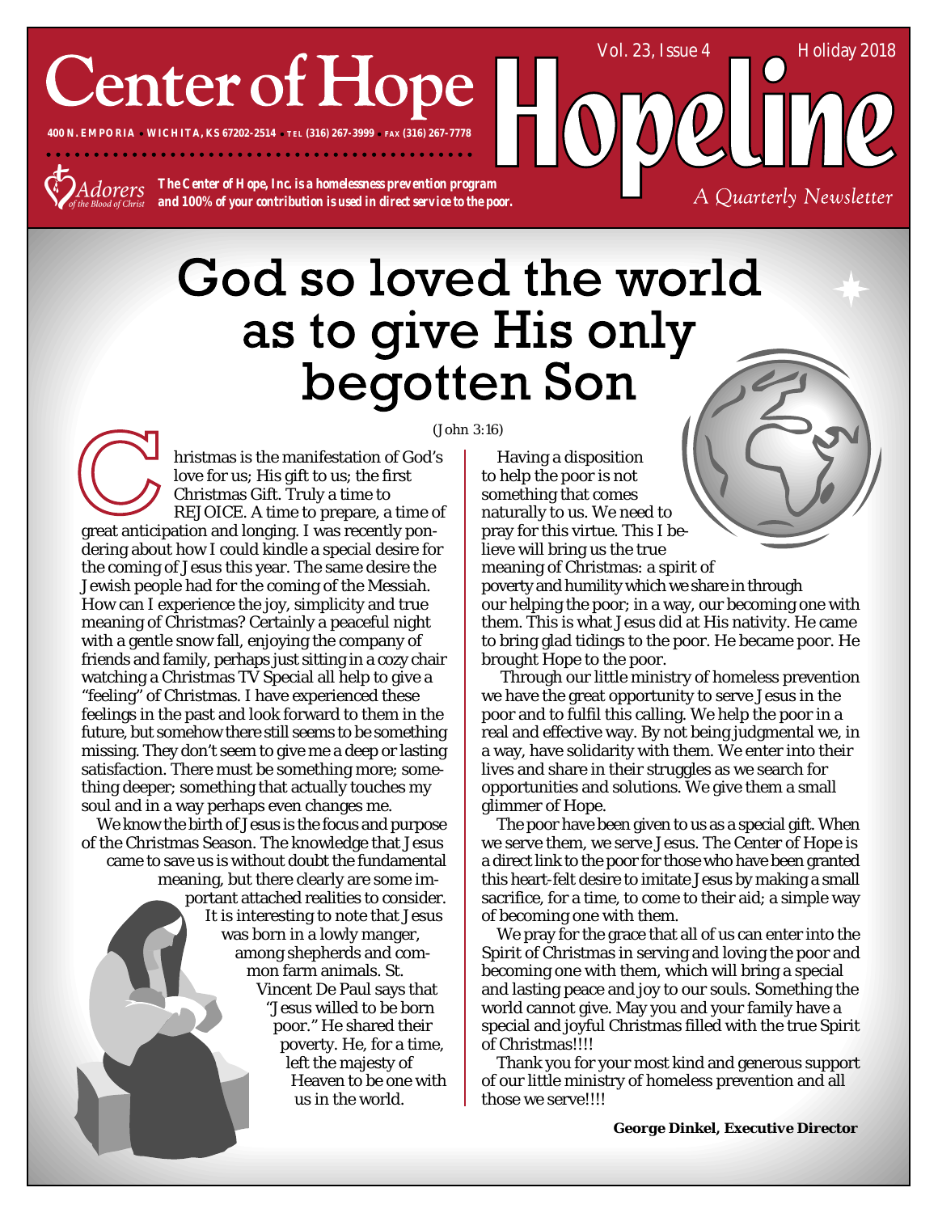# Center of Hope

400 N. EMPORIA • WICHITA, KS 67202-2514 • TEL (316) 267-3999 • FAX (316) 267-7778

Adorers of the Blood of Christ

***The Center of Hope, Inc. is a homelessness prevention program and 100% of your contribution is used in direct service to the poor.***

# Hopeline

Vol. 23, Issue 4 — Holiday 2018

*A Quarterly Newsletter*

# God so loved the world as to give His only begotten Son

(John 3:16)

Christmas is the manifestation of God's love for us; His gift to us; the first Christmas Gift. Truly a time to REJOICE. A time to prepare, a time of great anticipation and longing. I was recently pondering about how I could kindle a special desire for the coming of Jesus this year. The same desire the Jewish people had for the coming of the Messiah. How can I experience the joy, simplicity and true meaning of Christmas? Certainly a peaceful night with a gentle snow fall, enjoying the company of friends and family, perhaps just sitting in a cozy chair watching a Christmas TV Special all help to give a "feeling" of Christmas. I have experienced these feelings in the past and look forward to them in the future, but somehow there still seems to be something missing. They don't seem to give me a deep or lasting satisfaction. There must be something more; something deeper; something that actually touches my soul and in a way perhaps even changes me.

We know the birth of Jesus is the focus and purpose of the Christmas Season. The knowledge that Jesus came to save us is without doubt the fundamental meaning, but there clearly are some important attached realities to consider. It is interesting to note that Jesus was born in a lowly manger, among shepherds and common farm animals. St. Vincent De Paul says that "Jesus willed to be born poor." He shared their poverty. He, for a time, left the majesty of Heaven to be one with us in the world.

Having a disposition to help the poor is not something that comes naturally to us. We need to pray for this virtue. This I believe will bring us the true meaning of Christmas: a spirit of poverty and humility which we share in through our helping the poor; in a way, our becoming one with them. This is what Jesus did at His nativity. He came to bring glad tidings to the poor. He became poor. He brought Hope to the poor.

Through our little ministry of homeless prevention we have the great opportunity to serve Jesus in the poor and to fulfil this calling. We help the poor in a real and effective way. By not being judgmental we, in a way, have solidarity with them. We enter into their lives and share in their struggles as we search for opportunities and solutions. We give them a small glimmer of Hope.

The poor have been given to us as a special gift. When we serve them, we serve Jesus. The Center of Hope is a direct link to the poor for those who have been granted this heart-felt desire to imitate Jesus by making a small sacrifice, for a time, to come to their aid; a simple way of becoming one with them.

We pray for the grace that all of us can enter into the Spirit of Christmas in serving and loving the poor and becoming one with them, which will bring a special and lasting peace and joy to our souls. Something the world cannot give. May you and your family have a special and joyful Christmas filled with the true Spirit of Christmas!!!!

Thank you for your most kind and generous support of our little ministry of homeless prevention and all those we serve!!!!

**George Dinkel, Executive Director**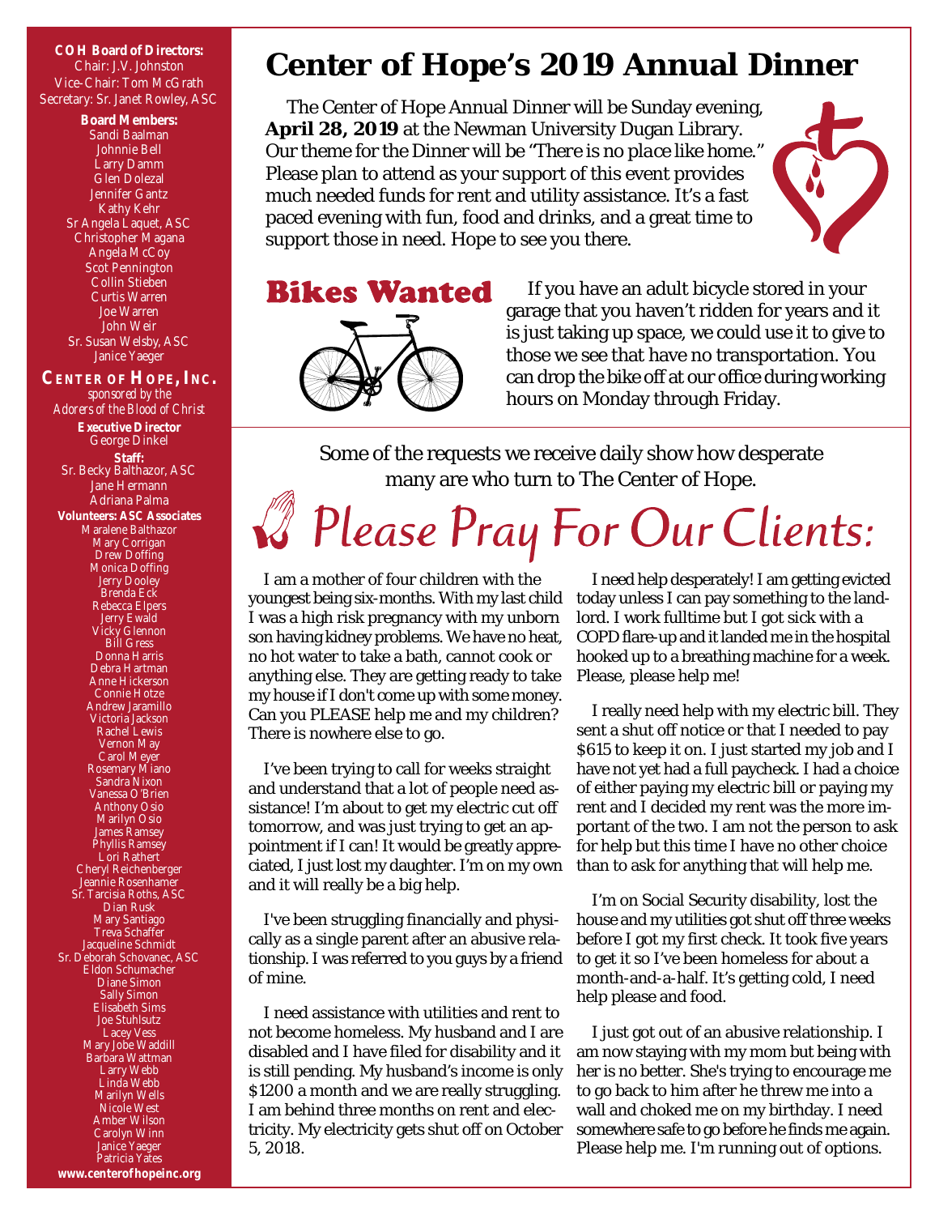**COH Board of Directors:**
Chair: J.V. Johnston
Vice-Chair: Tom McGrath
Secretary: Sr. Janet Rowley, ASC

**Board Members:**
Sandi Baalman
Johnnie Bell
Larry Damm
Glen Dolezal
Jennifer Gantz
Kathy Kehr
Sr Angela Laquet, ASC
Christopher Magana
Angela McCoy
Scot Pennington
Collin Stieben
Curtis Warren
Joe Warren
John Weir
Sr. Susan Welsby, ASC
Janice Yaeger

**CENTER OF HOPE, INC.**
*sponsored by the Adorers of the Blood of Christ*

**Executive Director**
George Dinkel

**Staff:**
Sr. Becky Balthazor, ASC
Jane Hermann
Adriana Palma

**Volunteers: ASC Associates**
Maralene Balthazor
Mary Corrigan
Drew Doffing
Monica Doffing
Jerry Dooley
Brenda Eck
Rebecca Elpers
Jerry Ewald
Vicky Glennon
Bill Gress
Donna Harris
Debra Hartman
Anne Hickerson
Connie Hotze
Andrew Jaramillo
Victoria Jackson
Rachel Lewis
Vernon May
Carol Meyer
Rosemary Miano
Sandra Nixon
Vanessa O'Brien
Anthony Osio
Marilyn Osio
James Ramsey
Phyllis Ramsey
Lori Rathert
Cheryl Reichenberger
Jeannie Rosenhamer
Sr. Tarcisia Roths, ASC
Dian Rusk
Mary Santiago
Treva Schaffer
Jacqueline Schmidt
Sr. Deborah Schovanec, ASC
Eldon Schumacher
Diane Simon
Sally Simon
Elisabeth Sims
Joe Stuhlsutz
Lacey Vess
Mary Jobe Waddill
Barbara Wattman
Larry Webb
Linda Webb
Marilyn Wells
Nicole West
Amber Wilson
Carolyn Winn
Janice Yaeger
Patricia Yates

**www.centerofhopeinc.org**

# Center of Hope's 2019 Annual Dinner

The Center of Hope Annual Dinner will be Sunday evening, **April 28, 2019** at the Newman University Dugan Library. Our theme for the Dinner will be *"There is no place like home."* Please plan to attend as your support of this event provides much needed funds for rent and utility assistance. It's a fast paced evening with fun, food and drinks, and a great time to support those in need. Hope to see you there.

## Bikes Wanted

If you have an adult bicycle stored in your garage that you haven't ridden for years and it is just taking up space, we could use it to give to those we see that have no transportation. You can drop the bike off at our office during working hours on Monday through Friday.

Some of the requests we receive daily show how desperate many are who turn to The Center of Hope.

## Please Pray For Our Clients:

I am a mother of four children with the youngest being six-months. With my last child I was a high risk pregnancy with my unborn son having kidney problems. We have no heat, no hot water to take a bath, cannot cook or anything else. They are getting ready to take my house if I don't come up with some money. Can you PLEASE help me and my children? There is nowhere else to go.

I've been trying to call for weeks straight and understand that a lot of people need assistance! I'm about to get my electric cut off tomorrow, and was just trying to get an appointment if I can! It would be greatly appreciated, I just lost my daughter. I'm on my own and it will really be a big help.

I've been struggling financially and physically as a single parent after an abusive relationship. I was referred to you guys by a friend of mine.

I need assistance with utilities and rent to not become homeless. My husband and I are disabled and I have filed for disability and it is still pending. My husband's income is only $1200 a month and we are really struggling. I am behind three months on rent and electricity. My electricity gets shut off on October 5, 2018.

I need help desperately! I am getting evicted today unless I can pay something to the landlord. I work fulltime but I got sick with a COPD flare-up and it landed me in the hospital hooked up to a breathing machine for a week. Please, please help me!

I really need help with my electric bill. They sent a shut off notice or that I needed to pay $615 to keep it on. I just started my job and I have not yet had a full paycheck. I had a choice of either paying my electric bill or paying my rent and I decided my rent was the more important of the two. I am not the person to ask for help but this time I have no other choice than to ask for anything that will help me.

I'm on Social Security disability, lost the house and my utilities got shut off three weeks before I got my first check. It took five years to get it so I've been homeless for about a month-and-a-half. It's getting cold, I need help please and food.

I just got out of an abusive relationship. I am now staying with my mom but being with her is no better. She's trying to encourage me to go back to him after he threw me into a wall and choked me on my birthday. I need somewhere safe to go before he finds me again. Please help me. I'm running out of options.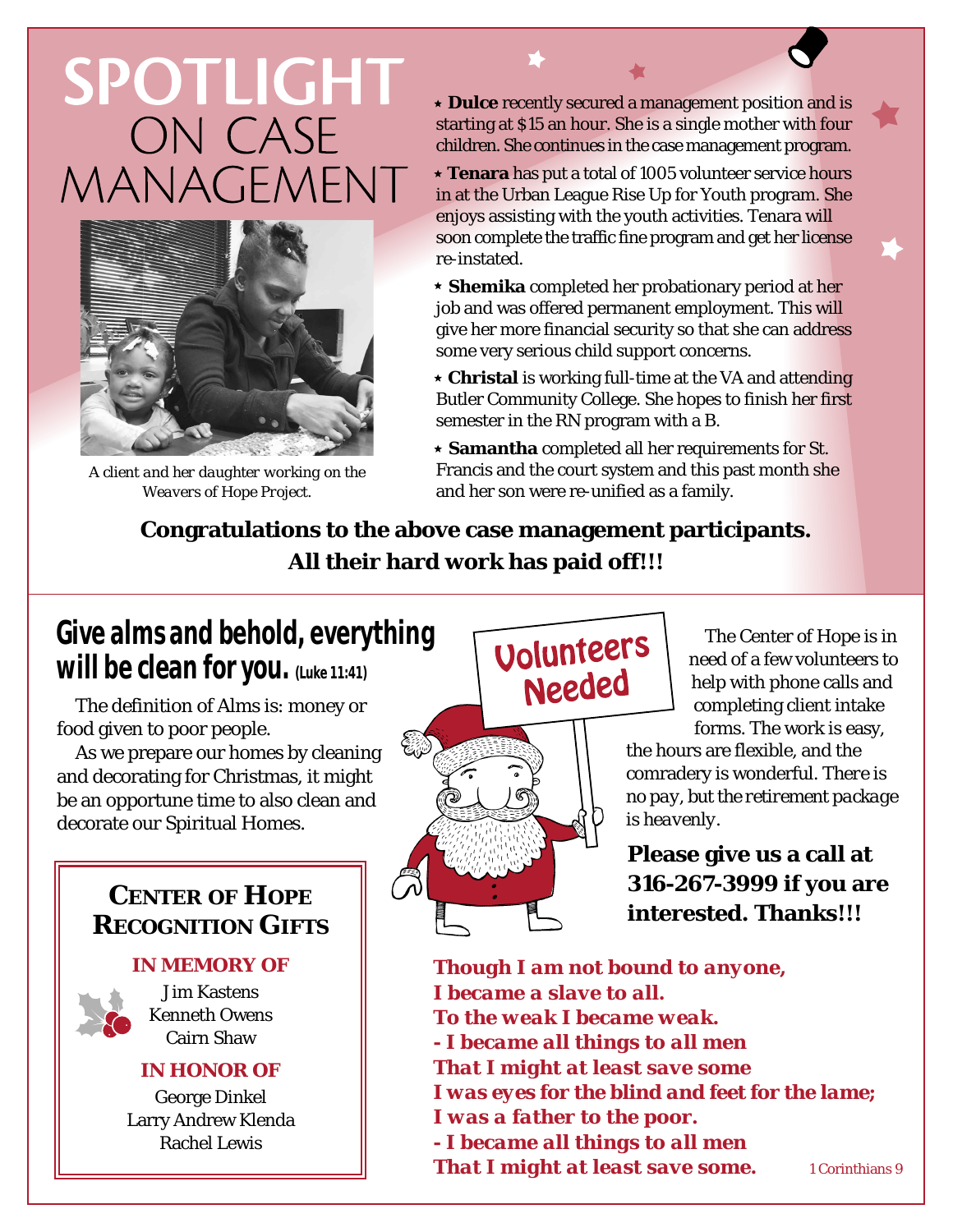# SPOTLIGHT ON CASE MANAGEMENT

*A client and her daughter working on the Weavers of Hope Project.*

- **Dulce** recently secured a management position and is starting at $15 an hour. She is a single mother with four children. She continues in the case management program.
- **Tenara** has put a total of 1005 volunteer service hours in at the Urban League Rise Up for Youth program. She enjoys assisting with the youth activities. Tenara will soon complete the traffic fine program and get her license re-instated.
- **Shemika** completed her probationary period at her job and was offered permanent employment. This will give her more financial security so that she can address some very serious child support concerns.
- **Christal** is working full-time at the VA and attending Butler Community College. She hopes to finish her first semester in the RN program with a B.
- **Samantha** completed all her requirements for St. Francis and the court system and this past month she and her son were re-unified as a family.

**Congratulations to the above case management participants. All their hard work has paid off!!!**

## Give alms and behold, everything will be clean for you. (Luke 11:41)

The definition of Alms is: money or food given to poor people.

As we prepare our homes by cleaning and decorating for Christmas, it might be an opportune time to also clean and decorate our Spiritual Homes.

### Center of Hope Recognition Gifts

**IN MEMORY OF**

Jim Kastens
Kenneth Owens
Cairn Shaw

**IN HONOR OF**

George Dinkel
Larry Andrew Klenda
Rachel Lewis

## Volunteers Needed

The Center of Hope is in need of a few volunteers to help with phone calls and completing client intake forms. The work is easy, the hours are flexible, and the comradery is wonderful. *There is no pay, but the retirement package is heavenly.*

**Please give us a call at 316-267-3999 if you are interested. Thanks!!!**

***Though I am not bound to anyone,***
***I became a slave to all.***
***To the weak I became weak.***
***- I became all things to all men***
***That I might at least save some***
***I was eyes for the blind and feet for the lame;***
***I was a father to the poor.***
***- I became all things to all men***
***That I might at least save some.***

1 Corinthians 9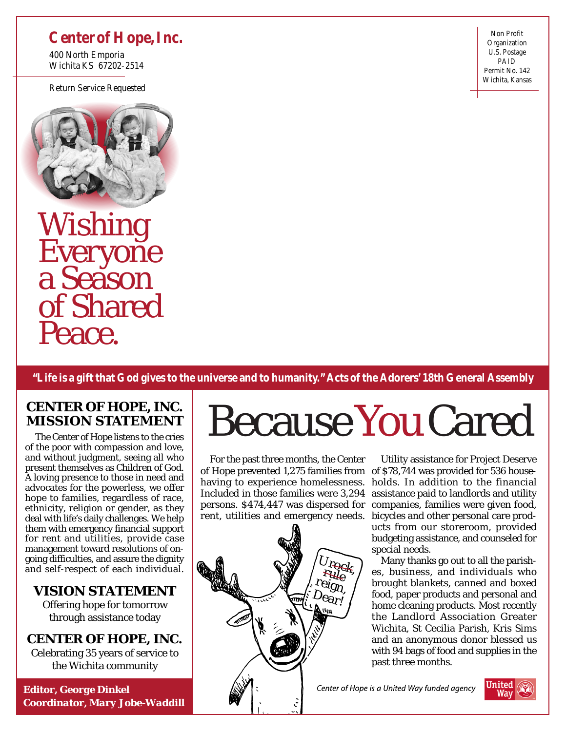**Center of Hope, Inc.**

400 North Emporia
Wichita KS 67202-2514

Return Service Requested

Non Profit
Organization
U.S. Postage
PAID
Permit No. 142
Wichita, Kansas

# Wishing Everyone a Season of Shared Peace.

**"Life is a gift that God gives to the universe and to humanity." Acts of the Adorers' 18th General Assembly**

## CENTER OF HOPE, INC. MISSION STATEMENT

The Center of Hope listens to the cries of the poor with compassion and love, and without judgment, seeing all who present themselves as Children of God. A loving presence to those in need and advocates for the powerless, we offer hope to families, regardless of race, ethnicity, religion or gender, as they deal with life's daily challenges. We help them with emergency financial support for rent and utilities, provide case management toward resolutions of ongoing difficulties, and assure the dignity and self-respect of each individual.

## VISION STATEMENT

Offering hope for tomorrow through assistance today

## CENTER OF HOPE, INC.

Celebrating 35 years of service to the Wichita community

***Editor, George Dinkel***
***Coordinator, Mary Jobe-Waddill***

# Because You Cared

For the past three months, the Center of Hope prevented 1,275 families from having to experience homelessness. Included in those families were 3,294 persons. $474,447 was dispersed for rent, utilities and emergency needs.

U ~~rock~~, ~~rule~~ reign, Dear!

Utility assistance for Project Deserve of $78,744 was provided for 536 households. In addition to the financial assistance paid to landlords and utility companies, families were given food, bicycles and other personal care products from our storeroom, provided budgeting assistance, and counseled for special needs.

Many thanks go out to all the parishes, business, and individuals who brought blankets, canned and boxed food, paper products and personal and home cleaning products. Most recently the Landlord Association Greater Wichita, St Cecilia Parish, Kris Sims and an anonymous donor blessed us with 94 bags of food and supplies in the past three months.

*Center of Hope is a United Way funded agency*

United Way